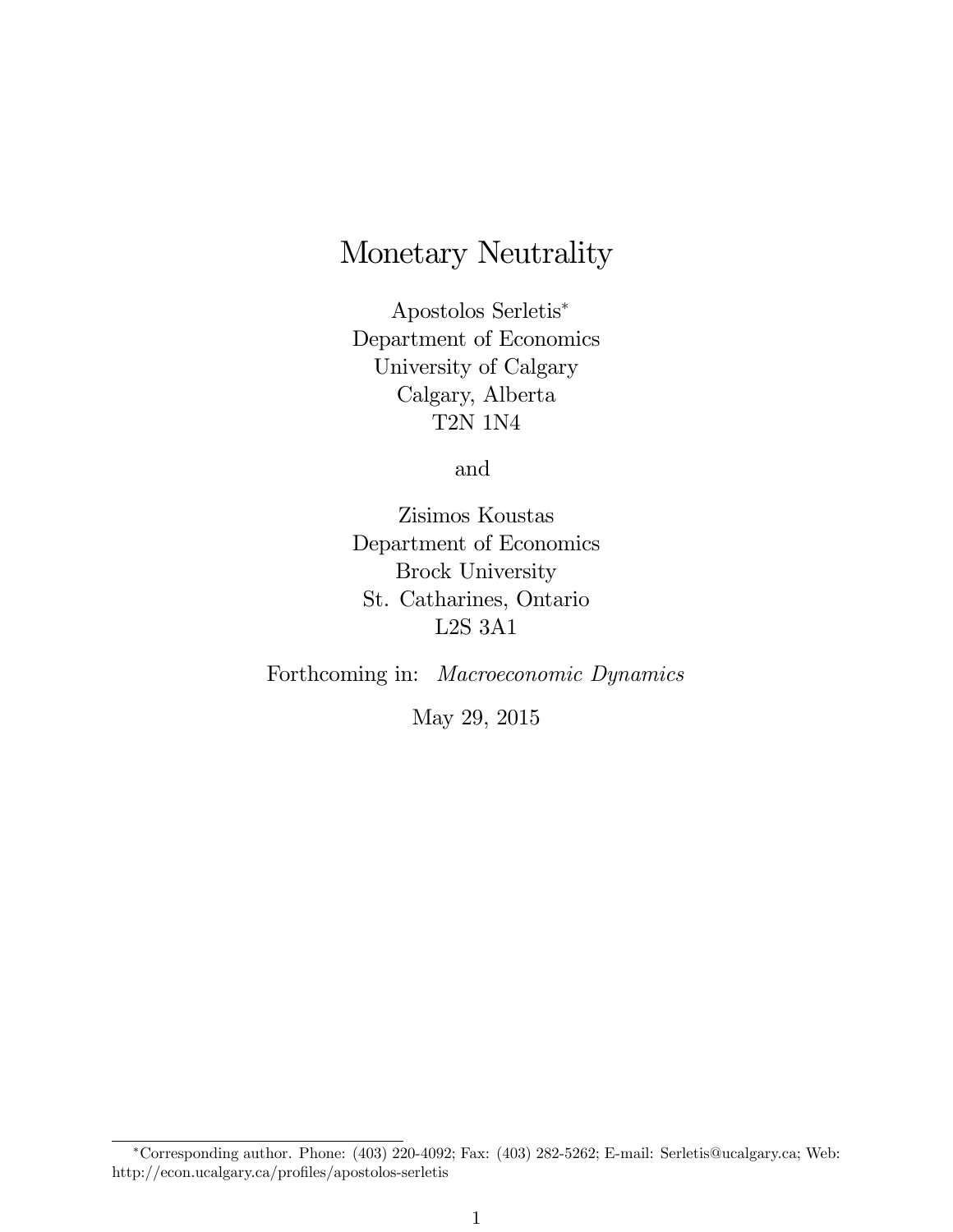# Monetary Neutrality

Apostolos Serletis*
Department of Economics
University of Calgary
Calgary, Alberta
T2N 1N4

and

Zisimos Koustas
Department of Economics
Brock University
St. Catharines, Ontario
L2S 3A1

Forthcoming in: *Macroeconomic Dynamics*

May 29, 2015

*Corresponding author. Phone: (403) 220-4092; Fax: (403) 282-5262; E-mail: Serletis@ucalgary.ca; Web: http://econ.ucalgary.ca/profiles/apostolos-serletis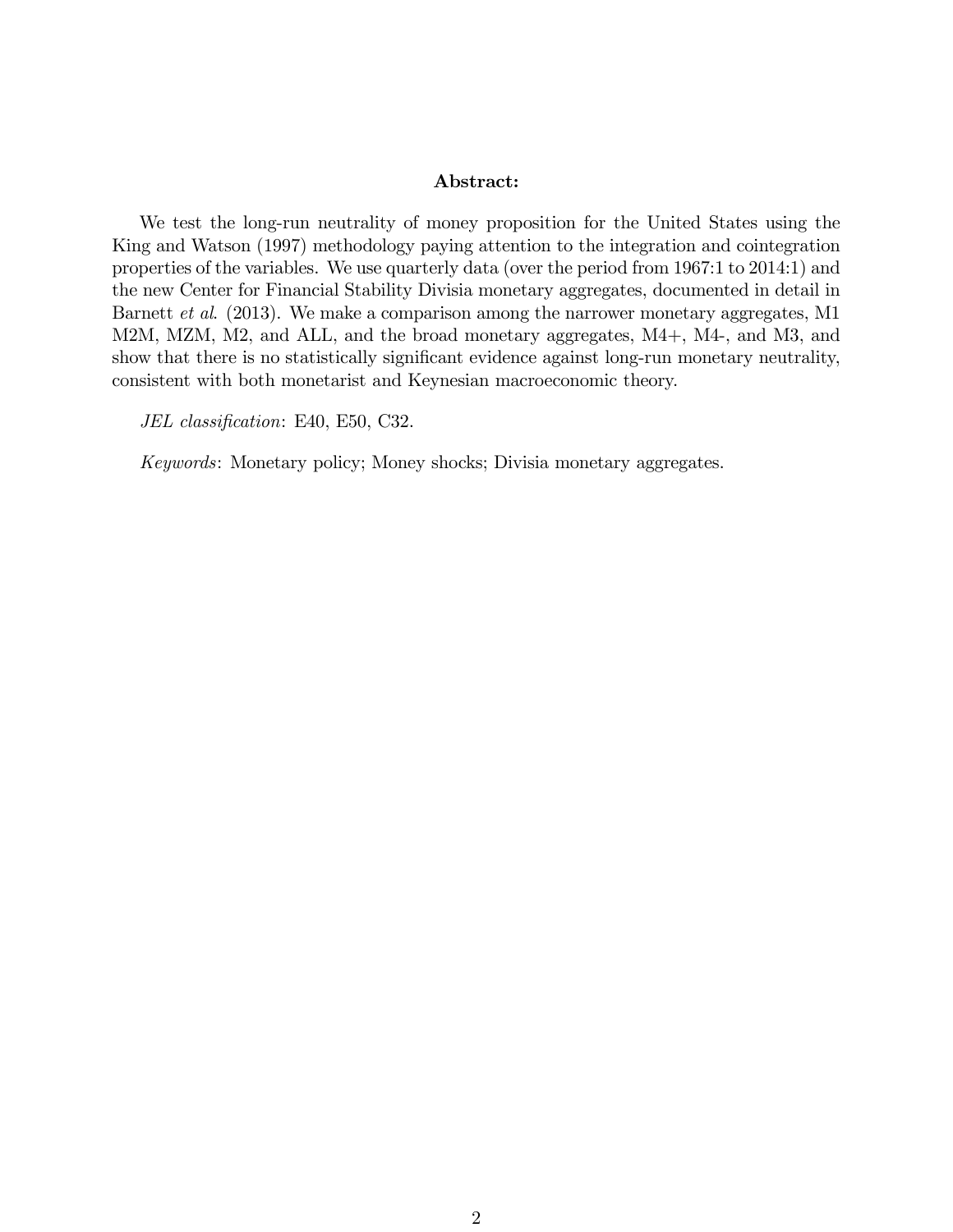**Abstract:**

We test the long-run neutrality of money proposition for the United States using the King and Watson (1997) methodology paying attention to the integration and cointegration properties of the variables. We use quarterly data (over the period from 1967:1 to 2014:1) and the new Center for Financial Stability Divisia monetary aggregates, documented in detail in Barnett *et al*. (2013). We make a comparison among the narrower monetary aggregates, M1 M2M, MZM, M2, and ALL, and the broad monetary aggregates, M4+, M4-, and M3, and show that there is no statistically significant evidence against long-run monetary neutrality, consistent with both monetarist and Keynesian macroeconomic theory.

*JEL classification*: E40, E50, C32.

*Keywords*: Monetary policy; Money shocks; Divisia monetary aggregates.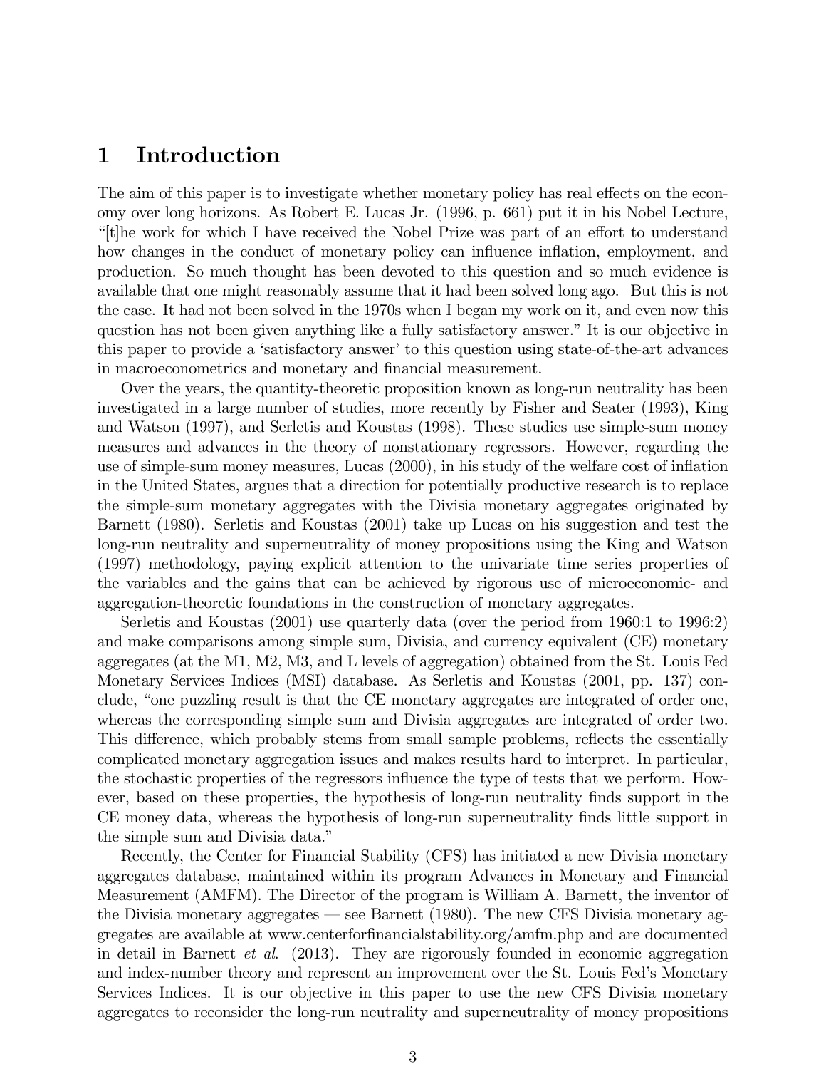# 1 Introduction

The aim of this paper is to investigate whether monetary policy has real effects on the economy over long horizons. As Robert E. Lucas Jr. (1996, p. 661) put it in his Nobel Lecture, "[t]he work for which I have received the Nobel Prize was part of an effort to understand how changes in the conduct of monetary policy can influence inflation, employment, and production. So much thought has been devoted to this question and so much evidence is available that one might reasonably assume that it had been solved long ago. But this is not the case. It had not been solved in the 1970s when I began my work on it, and even now this question has not been given anything like a fully satisfactory answer." It is our objective in this paper to provide a 'satisfactory answer' to this question using state-of-the-art advances in macroeconometrics and monetary and financial measurement.

Over the years, the quantity-theoretic proposition known as long-run neutrality has been investigated in a large number of studies, more recently by Fisher and Seater (1993), King and Watson (1997), and Serletis and Koustas (1998). These studies use simple-sum money measures and advances in the theory of nonstationary regressors. However, regarding the use of simple-sum money measures, Lucas (2000), in his study of the welfare cost of inflation in the United States, argues that a direction for potentially productive research is to replace the simple-sum monetary aggregates with the Divisia monetary aggregates originated by Barnett (1980). Serletis and Koustas (2001) take up Lucas on his suggestion and test the long-run neutrality and superneutrality of money propositions using the King and Watson (1997) methodology, paying explicit attention to the univariate time series properties of the variables and the gains that can be achieved by rigorous use of microeconomic- and aggregation-theoretic foundations in the construction of monetary aggregates.

Serletis and Koustas (2001) use quarterly data (over the period from 1960:1 to 1996:2) and make comparisons among simple sum, Divisia, and currency equivalent (CE) monetary aggregates (at the M1, M2, M3, and L levels of aggregation) obtained from the St. Louis Fed Monetary Services Indices (MSI) database. As Serletis and Koustas (2001, pp. 137) conclude, "one puzzling result is that the CE monetary aggregates are integrated of order one, whereas the corresponding simple sum and Divisia aggregates are integrated of order two. This difference, which probably stems from small sample problems, reflects the essentially complicated monetary aggregation issues and makes results hard to interpret. In particular, the stochastic properties of the regressors influence the type of tests that we perform. However, based on these properties, the hypothesis of long-run neutrality finds support in the CE money data, whereas the hypothesis of long-run superneutrality finds little support in the simple sum and Divisia data."

Recently, the Center for Financial Stability (CFS) has initiated a new Divisia monetary aggregates database, maintained within its program Advances in Monetary and Financial Measurement (AMFM). The Director of the program is William A. Barnett, the inventor of the Divisia monetary aggregates — see Barnett (1980). The new CFS Divisia monetary aggregates are available at www.centerforfinancialstability.org/amfm.php and are documented in detail in Barnett *et al*. (2013). They are rigorously founded in economic aggregation and index-number theory and represent an improvement over the St. Louis Fed's Monetary Services Indices. It is our objective in this paper to use the new CFS Divisia monetary aggregates to reconsider the long-run neutrality and superneutrality of money propositions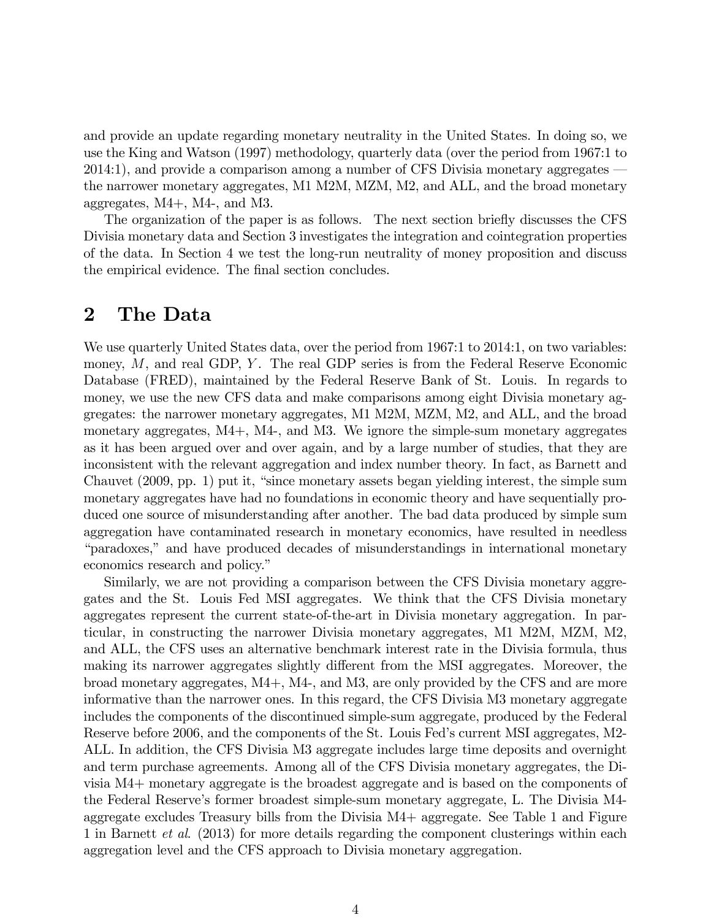and provide an update regarding monetary neutrality in the United States. In doing so, we use the King and Watson (1997) methodology, quarterly data (over the period from 1967:1 to 2014:1), and provide a comparison among a number of CFS Divisia monetary aggregates — the narrower monetary aggregates, M1 M2M, MZM, M2, and ALL, and the broad monetary aggregates, M4+, M4-, and M3.

The organization of the paper is as follows. The next section briefly discusses the CFS Divisia monetary data and Section 3 investigates the integration and cointegration properties of the data. In Section 4 we test the long-run neutrality of money proposition and discuss the empirical evidence. The final section concludes.

# 2 The Data

We use quarterly United States data, over the period from 1967:1 to 2014:1, on two variables: money, $M$, and real GDP, $Y$. The real GDP series is from the Federal Reserve Economic Database (FRED), maintained by the Federal Reserve Bank of St. Louis. In regards to money, we use the new CFS data and make comparisons among eight Divisia monetary aggregates: the narrower monetary aggregates, M1 M2M, MZM, M2, and ALL, and the broad monetary aggregates, M4+, M4-, and M3. We ignore the simple-sum monetary aggregates as it has been argued over and over again, and by a large number of studies, that they are inconsistent with the relevant aggregation and index number theory. In fact, as Barnett and Chauvet (2009, pp. 1) put it, "since monetary assets began yielding interest, the simple sum monetary aggregates have had no foundations in economic theory and have sequentially produced one source of misunderstanding after another. The bad data produced by simple sum aggregation have contaminated research in monetary economics, have resulted in needless "paradoxes," and have produced decades of misunderstandings in international monetary economics research and policy."

Similarly, we are not providing a comparison between the CFS Divisia monetary aggregates and the St. Louis Fed MSI aggregates. We think that the CFS Divisia monetary aggregates represent the current state-of-the-art in Divisia monetary aggregation. In particular, in constructing the narrower Divisia monetary aggregates, M1 M2M, MZM, M2, and ALL, the CFS uses an alternative benchmark interest rate in the Divisia formula, thus making its narrower aggregates slightly different from the MSI aggregates. Moreover, the broad monetary aggregates, M4+, M4-, and M3, are only provided by the CFS and are more informative than the narrower ones. In this regard, the CFS Divisia M3 monetary aggregate includes the components of the discontinued simple-sum aggregate, produced by the Federal Reserve before 2006, and the components of the St. Louis Fed's current MSI aggregates, M2-ALL. In addition, the CFS Divisia M3 aggregate includes large time deposits and overnight and term purchase agreements. Among all of the CFS Divisia monetary aggregates, the Divisia M4+ monetary aggregate is the broadest aggregate and is based on the components of the Federal Reserve's former broadest simple-sum monetary aggregate, L. The Divisia M4- aggregate excludes Treasury bills from the Divisia M4+ aggregate. See Table 1 and Figure 1 in Barnett *et al.* (2013) for more details regarding the component clusterings within each aggregation level and the CFS approach to Divisia monetary aggregation.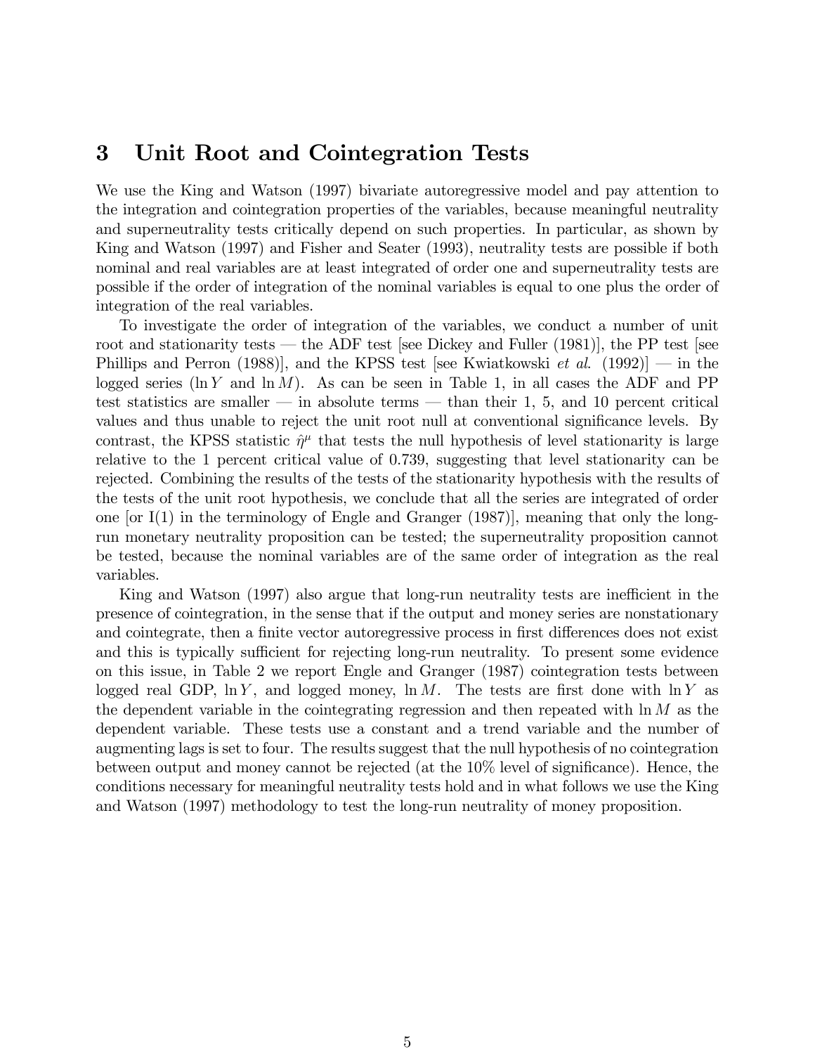# 3 Unit Root and Cointegration Tests

We use the King and Watson (1997) bivariate autoregressive model and pay attention to the integration and cointegration properties of the variables, because meaningful neutrality and superneutrality tests critically depend on such properties. In particular, as shown by King and Watson (1997) and Fisher and Seater (1993), neutrality tests are possible if both nominal and real variables are at least integrated of order one and superneutrality tests are possible if the order of integration of the nominal variables is equal to one plus the order of integration of the real variables.

To investigate the order of integration of the variables, we conduct a number of unit root and stationarity tests — the ADF test [see Dickey and Fuller (1981)], the PP test [see Phillips and Perron (1988)], and the KPSS test [see Kwiatkowski *et al.* (1992)] — in the logged series ($\ln Y$ and $\ln M$). As can be seen in Table 1, in all cases the ADF and PP test statistics are smaller — in absolute terms — than their 1, 5, and 10 percent critical values and thus unable to reject the unit root null at conventional significance levels. By contrast, the KPSS statistic $\hat{\eta}^{\mu}$ that tests the null hypothesis of level stationarity is large relative to the 1 percent critical value of 0.739, suggesting that level stationarity can be rejected. Combining the results of the tests of the stationarity hypothesis with the results of the tests of the unit root hypothesis, we conclude that all the series are integrated of order one [or I(1) in the terminology of Engle and Granger (1987)], meaning that only the long-run monetary neutrality proposition can be tested; the superneutrality proposition cannot be tested, because the nominal variables are of the same order of integration as the real variables.

King and Watson (1997) also argue that long-run neutrality tests are inefficient in the presence of cointegration, in the sense that if the output and money series are nonstationary and cointegrate, then a finite vector autoregressive process in first differences does not exist and this is typically sufficient for rejecting long-run neutrality. To present some evidence on this issue, in Table 2 we report Engle and Granger (1987) cointegration tests between logged real GDP, $\ln Y$, and logged money, $\ln M$. The tests are first done with $\ln Y$ as the dependent variable in the cointegrating regression and then repeated with $\ln M$ as the dependent variable. These tests use a constant and a trend variable and the number of augmenting lags is set to four. The results suggest that the null hypothesis of no cointegration between output and money cannot be rejected (at the 10% level of significance). Hence, the conditions necessary for meaningful neutrality tests hold and in what follows we use the King and Watson (1997) methodology to test the long-run neutrality of money proposition.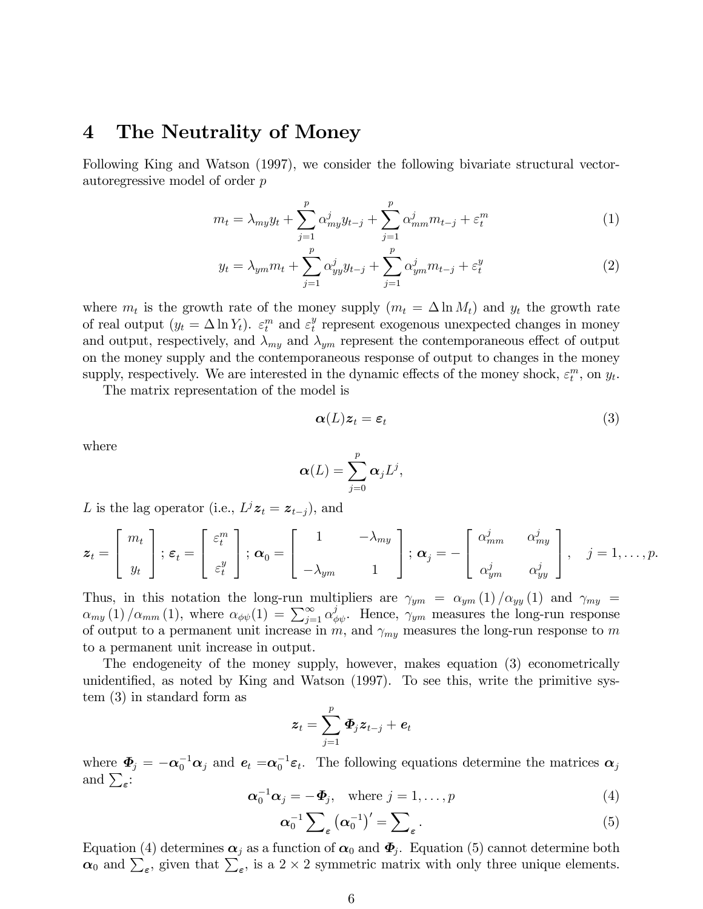# 4 The Neutrality of Money

Following King and Watson (1997), we consider the following bivariate structural vector-autoregressive model of order $p$

$$m_t = \lambda_{my} y_t + \sum_{j=1}^{p} \alpha_{my}^{j} y_{t-j} + \sum_{j=1}^{p} \alpha_{mm}^{j} m_{t-j} + \varepsilon_t^m \tag{1}$$

$$y_t = \lambda_{ym} m_t + \sum_{j=1}^{p} \alpha_{yy}^{j} y_{t-j} + \sum_{j=1}^{p} \alpha_{ym}^{j} m_{t-j} + \varepsilon_t^y \tag{2}$$

where $m_t$ is the growth rate of the money supply ($m_t = \Delta \ln M_t$) and $y_t$ the growth rate of real output ($y_t = \Delta \ln Y_t$). $\varepsilon_t^m$ and $\varepsilon_t^y$ represent exogenous unexpected changes in money and output, respectively, and $\lambda_{my}$ and $\lambda_{ym}$ represent the contemporaneous effect of output on the money supply and the contemporaneous response of output to changes in the money supply, respectively. We are interested in the dynamic effects of the money shock, $\varepsilon_t^m$, on $y_t$.

The matrix representation of the model is

$$\boldsymbol{\alpha}(L)\boldsymbol{z}_t = \boldsymbol{\varepsilon}_t \tag{3}$$

where

$$\boldsymbol{\alpha}(L) = \sum_{j=0}^{p} \boldsymbol{\alpha}_j L^j,$$

$L$ is the lag operator (i.e., $L^j \boldsymbol{z}_t = \boldsymbol{z}_{t-j}$), and

$$\boldsymbol{z}_t = \begin{bmatrix} m_t \\ y_t \end{bmatrix}; \ \boldsymbol{\varepsilon}_t = \begin{bmatrix} \varepsilon_t^m \\ \varepsilon_t^y \end{bmatrix}; \ \boldsymbol{\alpha}_0 = \begin{bmatrix} 1 & -\lambda_{my} \\ -\lambda_{ym} & 1 \end{bmatrix}; \ \boldsymbol{\alpha}_j = -\begin{bmatrix} \alpha_{mm}^j & \alpha_{my}^j \\ \alpha_{ym}^j & \alpha_{yy}^j \end{bmatrix}, \quad j = 1, \ldots, p.$$

Thus, in this notation the long-run multipliers are $\gamma_{ym} = \alpha_{ym}(1)/\alpha_{yy}(1)$ and $\gamma_{my} = \alpha_{my}(1)/\alpha_{mm}(1)$, where $\alpha_{\phi\psi}(1) = \sum_{j=1}^{\infty} \alpha_{\phi\psi}^j$. Hence, $\gamma_{ym}$ measures the long-run response of output to a permanent unit increase in $m$, and $\gamma_{my}$ measures the long-run response to $m$ to a permanent unit increase in output.

The endogeneity of the money supply, however, makes equation (3) econometrically unidentified, as noted by King and Watson (1997). To see this, write the primitive system (3) in standard form as

$$\boldsymbol{z}_t = \sum_{j=1}^{p} \boldsymbol{\Phi}_j \boldsymbol{z}_{t-j} + \boldsymbol{e}_t$$

where $\boldsymbol{\Phi}_j = -\boldsymbol{\alpha}_0^{-1}\boldsymbol{\alpha}_j$ and $\boldsymbol{e}_t = \boldsymbol{\alpha}_0^{-1}\boldsymbol{\varepsilon}_t$. The following equations determine the matrices $\boldsymbol{\alpha}_j$ and $\sum_{\boldsymbol{\varepsilon}}$:

$$\boldsymbol{\alpha}_0^{-1}\boldsymbol{\alpha}_j = -\boldsymbol{\Phi}_j, \quad \text{where } j = 1, \ldots, p \tag{4}$$

$$\boldsymbol{\alpha}_0^{-1} \sum\nolimits_{\boldsymbol{\varepsilon}} \left(\boldsymbol{\alpha}_0^{-1}\right)' = \sum\nolimits_{\boldsymbol{\varepsilon}}. \tag{5}$$

Equation (4) determines $\boldsymbol{\alpha}_j$ as a function of $\boldsymbol{\alpha}_0$ and $\boldsymbol{\Phi}_j$. Equation (5) cannot determine both $\boldsymbol{\alpha}_0$ and $\sum_{\boldsymbol{\varepsilon}}$, given that $\sum_{\boldsymbol{\varepsilon}}$, is a $2 \times 2$ symmetric matrix with only three unique elements.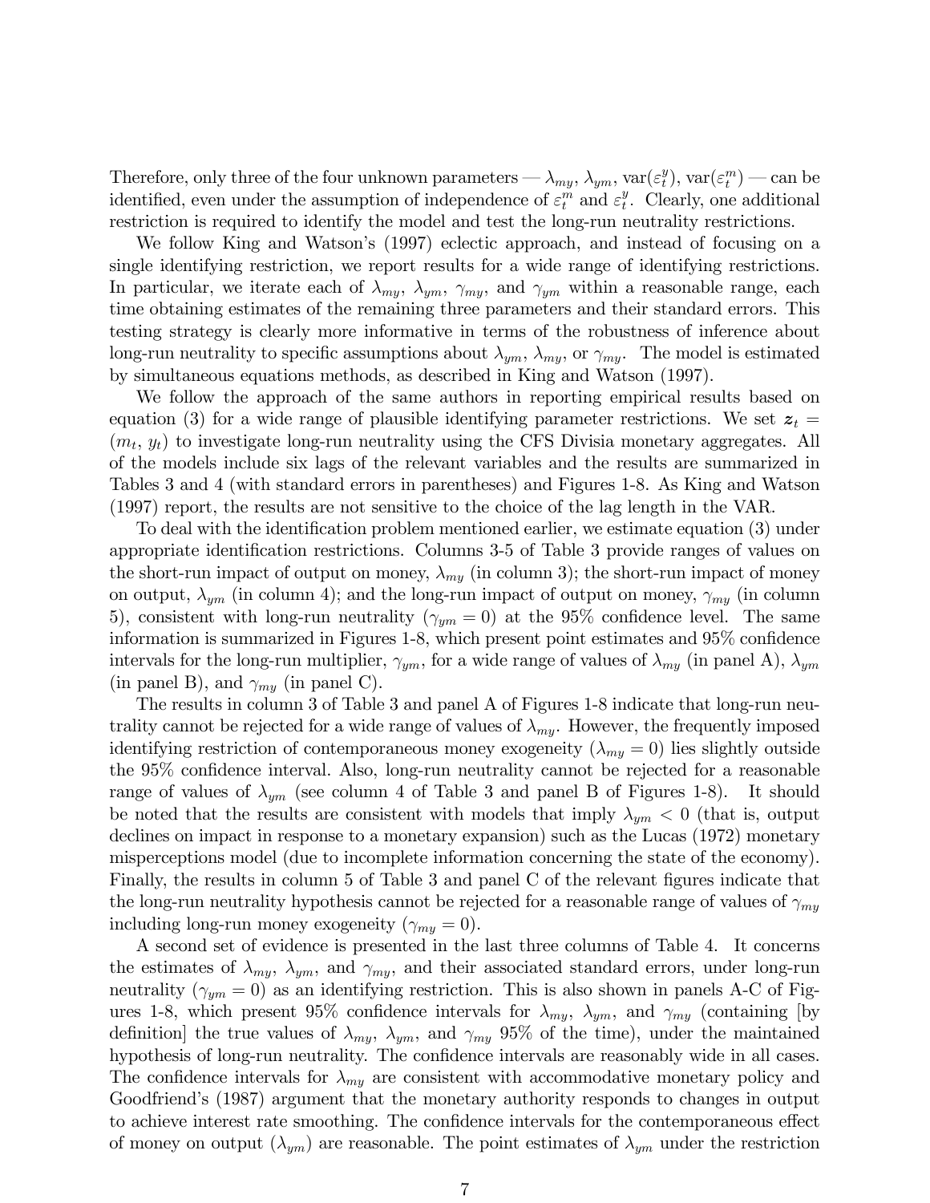Therefore, only three of the four unknown parameters — $\lambda_{my}$, $\lambda_{ym}$, $\text{var}(\varepsilon_t^y)$, $\text{var}(\varepsilon_t^m)$ — can be identified, even under the assumption of independence of $\varepsilon_t^m$ and $\varepsilon_t^y$. Clearly, one additional restriction is required to identify the model and test the long-run neutrality restrictions.

We follow King and Watson's (1997) eclectic approach, and instead of focusing on a single identifying restriction, we report results for a wide range of identifying restrictions. In particular, we iterate each of $\lambda_{my}$, $\lambda_{ym}$, $\gamma_{my}$, and $\gamma_{ym}$ within a reasonable range, each time obtaining estimates of the remaining three parameters and their standard errors. This testing strategy is clearly more informative in terms of the robustness of inference about long-run neutrality to specific assumptions about $\lambda_{ym}$, $\lambda_{my}$, or $\gamma_{my}$. The model is estimated by simultaneous equations methods, as described in King and Watson (1997).

We follow the approach of the same authors in reporting empirical results based on equation (3) for a wide range of plausible identifying parameter restrictions. We set $\boldsymbol{z}_t = (m_t, y_t)$ to investigate long-run neutrality using the CFS Divisia monetary aggregates. All of the models include six lags of the relevant variables and the results are summarized in Tables 3 and 4 (with standard errors in parentheses) and Figures 1-8. As King and Watson (1997) report, the results are not sensitive to the choice of the lag length in the VAR.

To deal with the identification problem mentioned earlier, we estimate equation (3) under appropriate identification restrictions. Columns 3-5 of Table 3 provide ranges of values on the short-run impact of output on money, $\lambda_{my}$ (in column 3); the short-run impact of money on output, $\lambda_{ym}$ (in column 4); and the long-run impact of output on money, $\gamma_{my}$ (in column 5), consistent with long-run neutrality ($\gamma_{ym} = 0$) at the 95% confidence level. The same information is summarized in Figures 1-8, which present point estimates and 95% confidence intervals for the long-run multiplier, $\gamma_{ym}$, for a wide range of values of $\lambda_{my}$ (in panel A), $\lambda_{ym}$ (in panel B), and $\gamma_{my}$ (in panel C).

The results in column 3 of Table 3 and panel A of Figures 1-8 indicate that long-run neutrality cannot be rejected for a wide range of values of $\lambda_{my}$. However, the frequently imposed identifying restriction of contemporaneous money exogeneity ($\lambda_{my} = 0$) lies slightly outside the 95% confidence interval. Also, long-run neutrality cannot be rejected for a reasonable range of values of $\lambda_{ym}$ (see column 4 of Table 3 and panel B of Figures 1-8). It should be noted that the results are consistent with models that imply $\lambda_{ym} < 0$ (that is, output declines on impact in response to a monetary expansion) such as the Lucas (1972) monetary misperceptions model (due to incomplete information concerning the state of the economy). Finally, the results in column 5 of Table 3 and panel C of the relevant figures indicate that the long-run neutrality hypothesis cannot be rejected for a reasonable range of values of $\gamma_{my}$ including long-run money exogeneity ($\gamma_{my} = 0$).

A second set of evidence is presented in the last three columns of Table 4. It concerns the estimates of $\lambda_{my}$, $\lambda_{ym}$, and $\gamma_{my}$, and their associated standard errors, under long-run neutrality ($\gamma_{ym} = 0$) as an identifying restriction. This is also shown in panels A-C of Figures 1-8, which present 95% confidence intervals for $\lambda_{my}$, $\lambda_{ym}$, and $\gamma_{my}$ (containing [by definition] the true values of $\lambda_{my}$, $\lambda_{ym}$, and $\gamma_{my}$ 95% of the time), under the maintained hypothesis of long-run neutrality. The confidence intervals are reasonably wide in all cases. The confidence intervals for $\lambda_{my}$ are consistent with accommodative monetary policy and Goodfriend's (1987) argument that the monetary authority responds to changes in output to achieve interest rate smoothing. The confidence intervals for the contemporaneous effect of money on output ($\lambda_{ym}$) are reasonable. The point estimates of $\lambda_{ym}$ under the restriction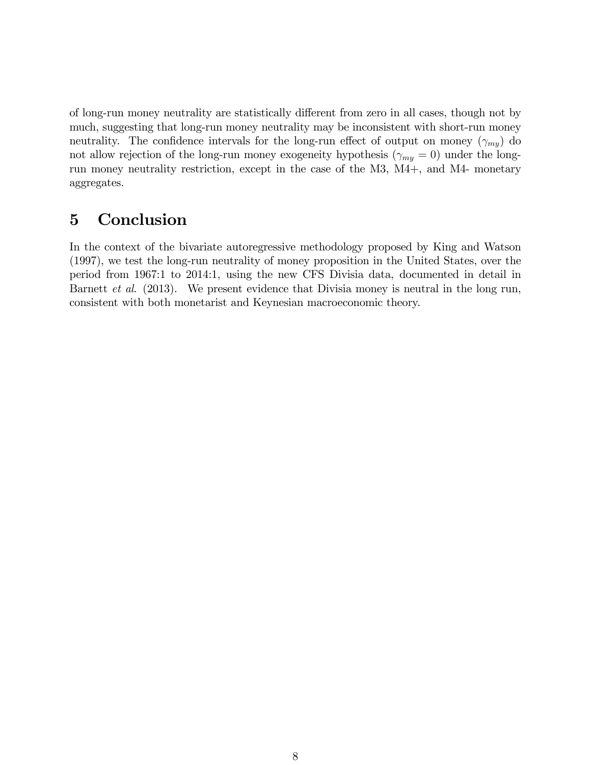of long-run money neutrality are statistically different from zero in all cases, though not by much, suggesting that long-run money neutrality may be inconsistent with short-run money neutrality. The confidence intervals for the long-run effect of output on money ($\gamma_{my}$) do not allow rejection of the long-run money exogeneity hypothesis ($\gamma_{my} = 0$) under the long-run money neutrality restriction, except in the case of the M3, M4+, and M4- monetary aggregates.

# 5 Conclusion

In the context of the bivariate autoregressive methodology proposed by King and Watson (1997), we test the long-run neutrality of money proposition in the United States, over the period from 1967:1 to 2014:1, using the new CFS Divisia data, documented in detail in Barnett *et al.* (2013). We present evidence that Divisia money is neutral in the long run, consistent with both monetarist and Keynesian macroeconomic theory.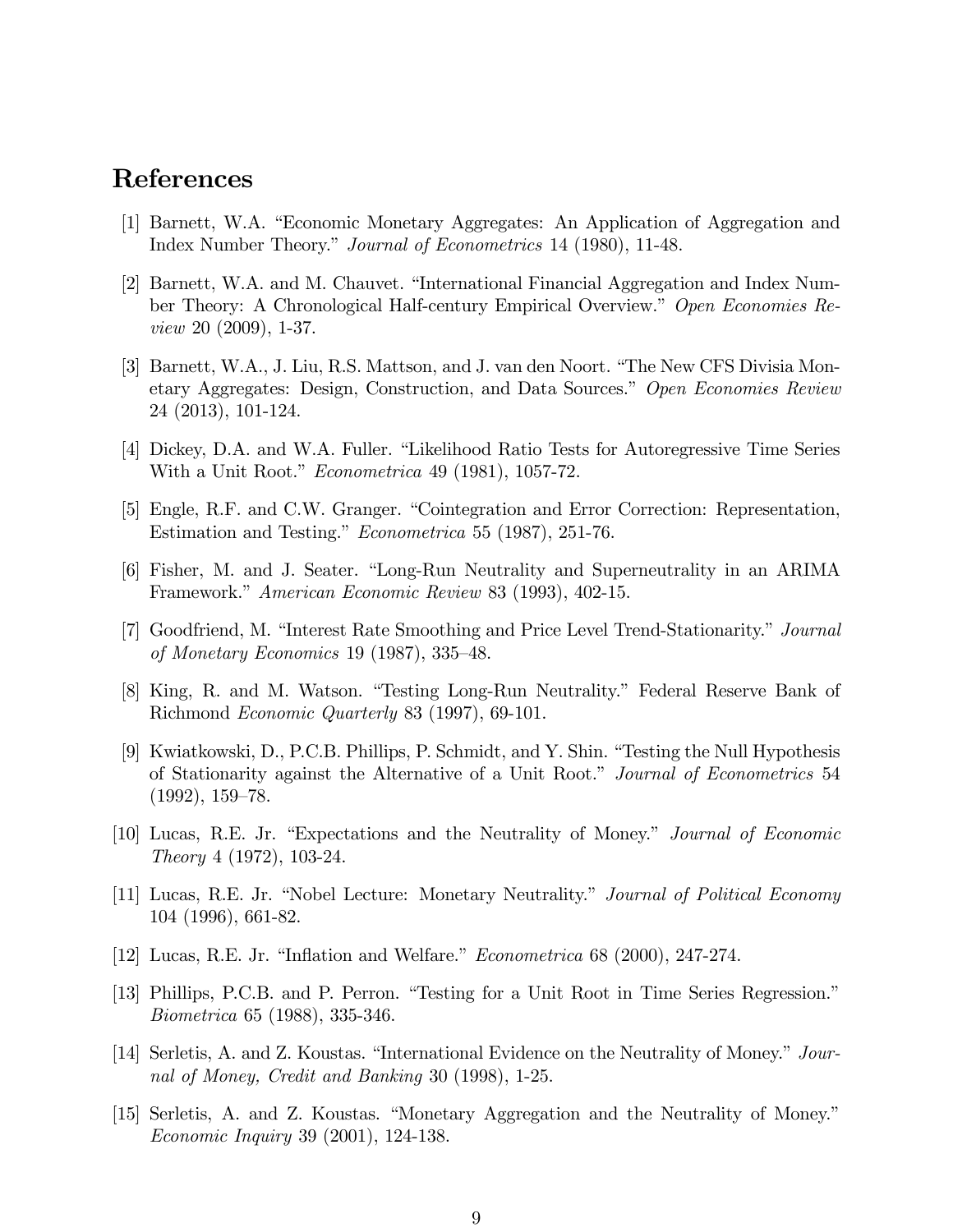## References

[1] Barnett, W.A. "Economic Monetary Aggregates: An Application of Aggregation and Index Number Theory." *Journal of Econometrics* 14 (1980), 11-48.

[2] Barnett, W.A. and M. Chauvet. "International Financial Aggregation and Index Number Theory: A Chronological Half-century Empirical Overview." *Open Economies Review* 20 (2009), 1-37.

[3] Barnett, W.A., J. Liu, R.S. Mattson, and J. van den Noort. "The New CFS Divisia Monetary Aggregates: Design, Construction, and Data Sources." *Open Economies Review* 24 (2013), 101-124.

[4] Dickey, D.A. and W.A. Fuller. "Likelihood Ratio Tests for Autoregressive Time Series With a Unit Root." *Econometrica* 49 (1981), 1057-72.

[5] Engle, R.F. and C.W. Granger. "Cointegration and Error Correction: Representation, Estimation and Testing." *Econometrica* 55 (1987), 251-76.

[6] Fisher, M. and J. Seater. "Long-Run Neutrality and Superneutrality in an ARIMA Framework." *American Economic Review* 83 (1993), 402-15.

[7] Goodfriend, M. "Interest Rate Smoothing and Price Level Trend-Stationarity." *Journal of Monetary Economics* 19 (1987), 335–48.

[8] King, R. and M. Watson. "Testing Long-Run Neutrality." Federal Reserve Bank of Richmond *Economic Quarterly* 83 (1997), 69-101.

[9] Kwiatkowski, D., P.C.B. Phillips, P. Schmidt, and Y. Shin. "Testing the Null Hypothesis of Stationarity against the Alternative of a Unit Root." *Journal of Econometrics* 54 (1992), 159–78.

[10] Lucas, R.E. Jr. "Expectations and the Neutrality of Money." *Journal of Economic Theory* 4 (1972), 103-24.

[11] Lucas, R.E. Jr. "Nobel Lecture: Monetary Neutrality." *Journal of Political Economy* 104 (1996), 661-82.

[12] Lucas, R.E. Jr. "Inflation and Welfare." *Econometrica* 68 (2000), 247-274.

[13] Phillips, P.C.B. and P. Perron. "Testing for a Unit Root in Time Series Regression." *Biometrica* 65 (1988), 335-346.

[14] Serletis, A. and Z. Koustas. "International Evidence on the Neutrality of Money." *Journal of Money, Credit and Banking* 30 (1998), 1-25.

[15] Serletis, A. and Z. Koustas. "Monetary Aggregation and the Neutrality of Money." *Economic Inquiry* 39 (2001), 124-138.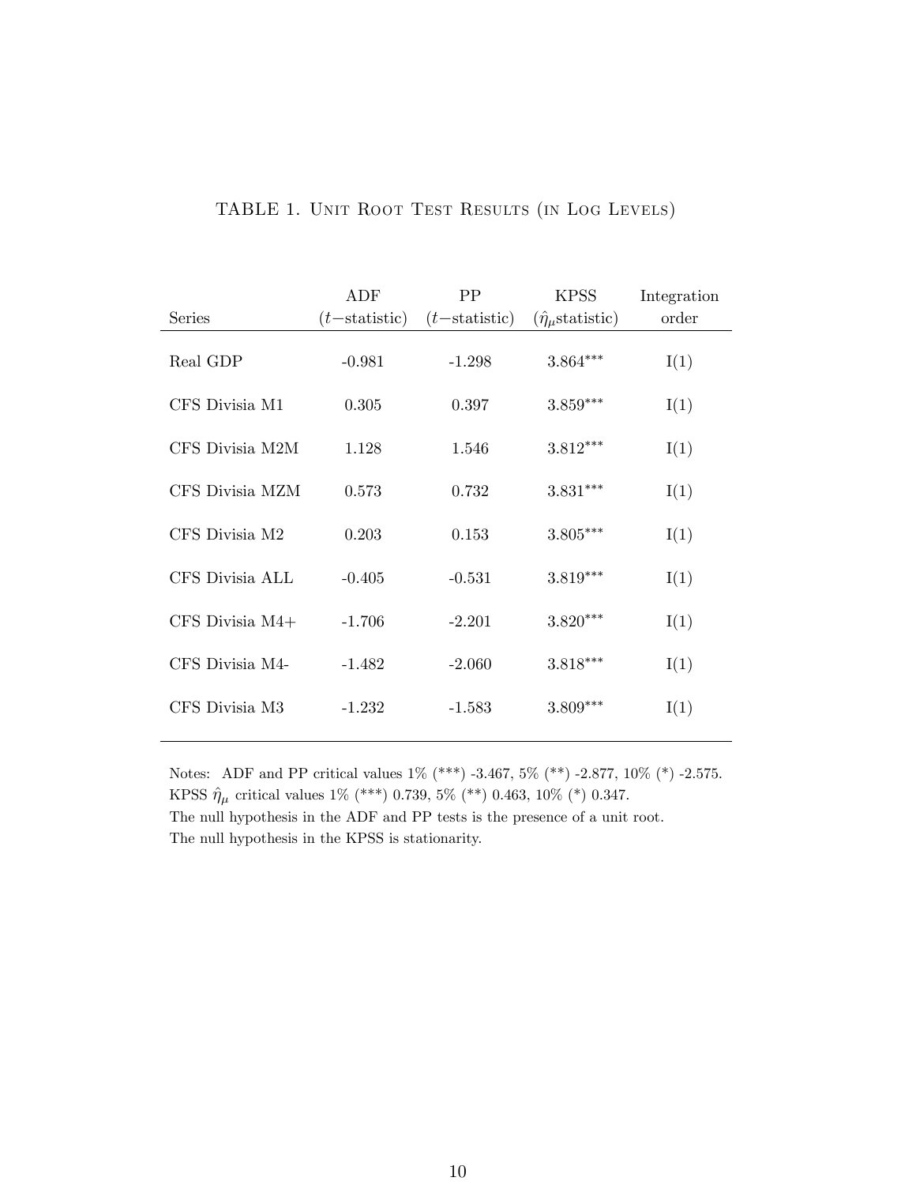TABLE 1. Unit Root Test Results (in Log Levels)

| Series | ADF ($t-$statistic) | PP ($t-$statistic) | KPSS ($\hat{\eta}_\mu$statistic) | Integration order |
|---|---|---|---|---|
| Real GDP | -0.981 | -1.298 | $3.864^{***}$ | I(1) |
| CFS Divisia M1 | 0.305 | 0.397 | $3.859^{***}$ | I(1) |
| CFS Divisia M2M | 1.128 | 1.546 | $3.812^{***}$ | I(1) |
| CFS Divisia MZM | 0.573 | 0.732 | $3.831^{***}$ | I(1) |
| CFS Divisia M2 | 0.203 | 0.153 | $3.805^{***}$ | I(1) |
| CFS Divisia ALL | -0.405 | -0.531 | $3.819^{***}$ | I(1) |
| CFS Divisia M4+ | -1.706 | -2.201 | $3.820^{***}$ | I(1) |
| CFS Divisia M4- | -1.482 | -2.060 | $3.818^{***}$ | I(1) |
| CFS Divisia M3 | -1.232 | -1.583 | $3.809^{***}$ | I(1) |

Notes: ADF and PP critical values 1% (***) -3.467, 5% (**) -2.877, 10% (*) -2.575.
KPSS $\hat{\eta}_\mu$ critical values 1% (***) 0.739, 5% (**) 0.463, 10% (*) 0.347.
The null hypothesis in the ADF and PP tests is the presence of a unit root.
The null hypothesis in the KPSS is stationarity.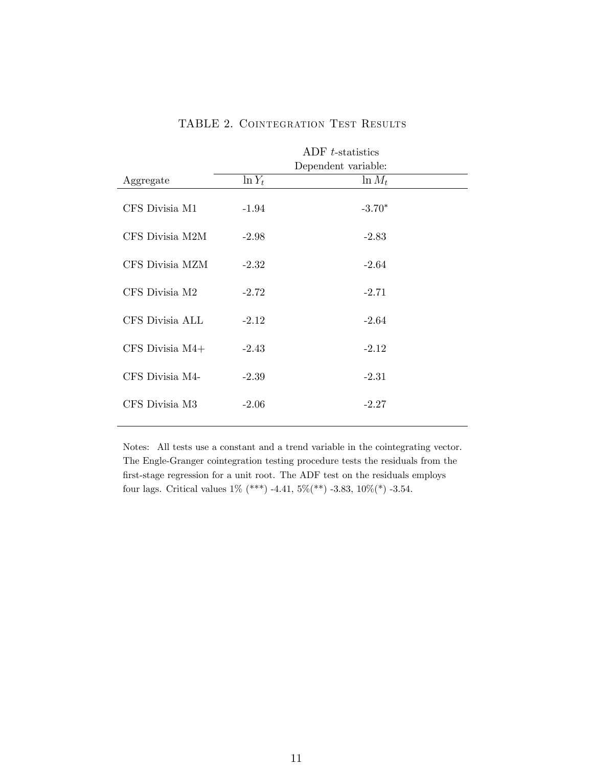# TABLE 2. Cointegration Test Results

| | ADF $t$-statistics | |
|---|---|---|
| | Dependent variable: | |
| Aggregate | $\ln Y_t$ | $\ln M_t$ |
| CFS Divisia M1 | -1.94 | -3.70* |
| CFS Divisia M2M | -2.98 | -2.83 |
| CFS Divisia MZM | -2.32 | -2.64 |
| CFS Divisia M2 | -2.72 | -2.71 |
| CFS Divisia ALL | -2.12 | -2.64 |
| CFS Divisia M4+ | -2.43 | -2.12 |
| CFS Divisia M4- | -2.39 | -2.31 |
| CFS Divisia M3 | -2.06 | -2.27 |

Notes: All tests use a constant and a trend variable in the cointegrating vector. The Engle-Granger cointegration testing procedure tests the residuals from the first-stage regression for a unit root. The ADF test on the residuals employs four lags. Critical values 1% (***) -4.41, 5%(**) -3.83, 10%(*) -3.54.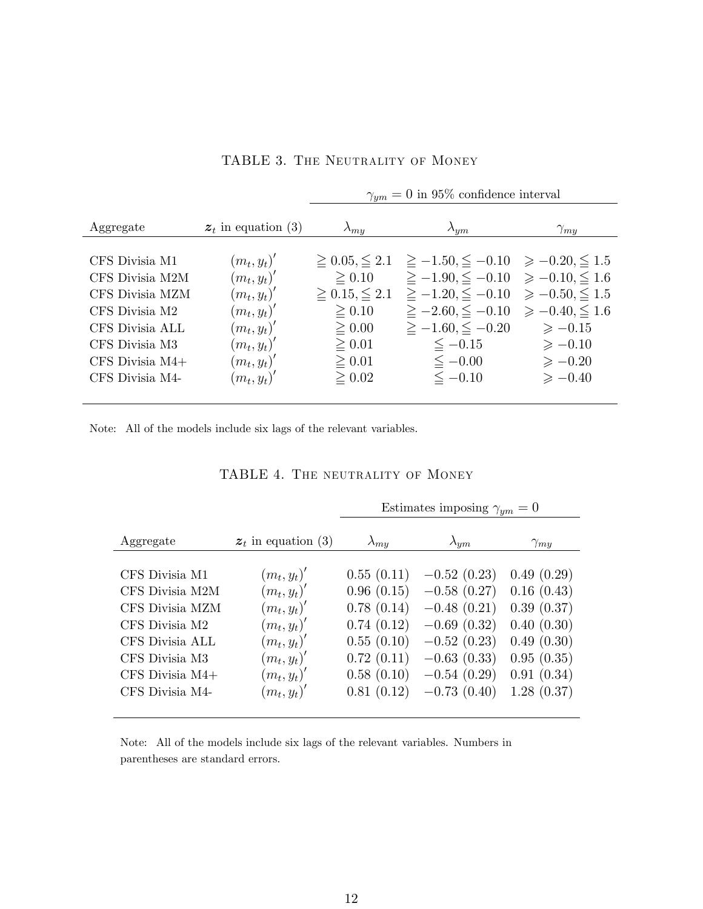TABLE 3. The Neutrality of Money

| Aggregate | $z_t$ in equation (3) | $\gamma_{ym} = 0$ in 95% confidence interval | | |
|---|---|---|---|---|
| | | $\lambda_{my}$ | $\lambda_{ym}$ | $\gamma_{my}$ |
| CFS Divisia M1 | $(m_t, y_t)'$ | $\geqq 0.05, \leqq 2.1$ | $\geqq -1.50, \leqq -0.10$ | $\geqslant -0.20, \leqq 1.5$ |
| CFS Divisia M2M | $(m_t, y_t)'$ | $\geqq 0.10$ | $\geqq -1.90, \leqq -0.10$ | $\geqslant -0.10, \leqq 1.6$ |
| CFS Divisia MZM | $(m_t, y_t)'$ | $\geqq 0.15, \leqq 2.1$ | $\geqq -1.20, \leqq -0.10$ | $\geqslant -0.50, \leqq 1.5$ |
| CFS Divisia M2 | $(m_t, y_t)'$ | $\geqq 0.10$ | $\geqq -2.60, \leqq -0.10$ | $\geqslant -0.40, \leqq 1.6$ |
| CFS Divisia ALL | $(m_t, y_t)'$ | $\geqq 0.00$ | $\geqq -1.60, \leqq -0.20$ | $\geqslant -0.15$ |
| CFS Divisia M3 | $(m_t, y_t)'$ | $\geqq 0.01$ | $\leqq -0.15$ | $\geqslant -0.10$ |
| CFS Divisia M4+ | $(m_t, y_t)'$ | $\geqq 0.01$ | $\leqq -0.00$ | $\geqslant -0.20$ |
| CFS Divisia M4- | $(m_t, y_t)'$ | $\geqq 0.02$ | $\leqq -0.10$ | $\geqslant -0.40$ |

Note: All of the models include six lags of the relevant variables.

TABLE 4. The neutrality of Money

| Aggregate | $z_t$ in equation (3) | Estimates imposing $\gamma_{ym} = 0$ | | |
|---|---|---|---|---|
| | | $\lambda_{my}$ | $\lambda_{ym}$ | $\gamma_{my}$ |
| CFS Divisia M1 | $(m_t, y_t)'$ | 0.55 (0.11) | −0.52 (0.23) | 0.49 (0.29) |
| CFS Divisia M2M | $(m_t, y_t)'$ | 0.96 (0.15) | −0.58 (0.27) | 0.16 (0.43) |
| CFS Divisia MZM | $(m_t, y_t)'$ | 0.78 (0.14) | −0.48 (0.21) | 0.39 (0.37) |
| CFS Divisia M2 | $(m_t, y_t)'$ | 0.74 (0.12) | −0.69 (0.32) | 0.40 (0.30) |
| CFS Divisia ALL | $(m_t, y_t)'$ | 0.55 (0.10) | −0.52 (0.23) | 0.49 (0.30) |
| CFS Divisia M3 | $(m_t, y_t)'$ | 0.72 (0.11) | −0.63 (0.33) | 0.95 (0.35) |
| CFS Divisia M4+ | $(m_t, y_t)'$ | 0.58 (0.10) | −0.54 (0.29) | 0.91 (0.34) |
| CFS Divisia M4- | $(m_t, y_t)'$ | 0.81 (0.12) | −0.73 (0.40) | 1.28 (0.37) |

Note: All of the models include six lags of the relevant variables. Numbers in parentheses are standard errors.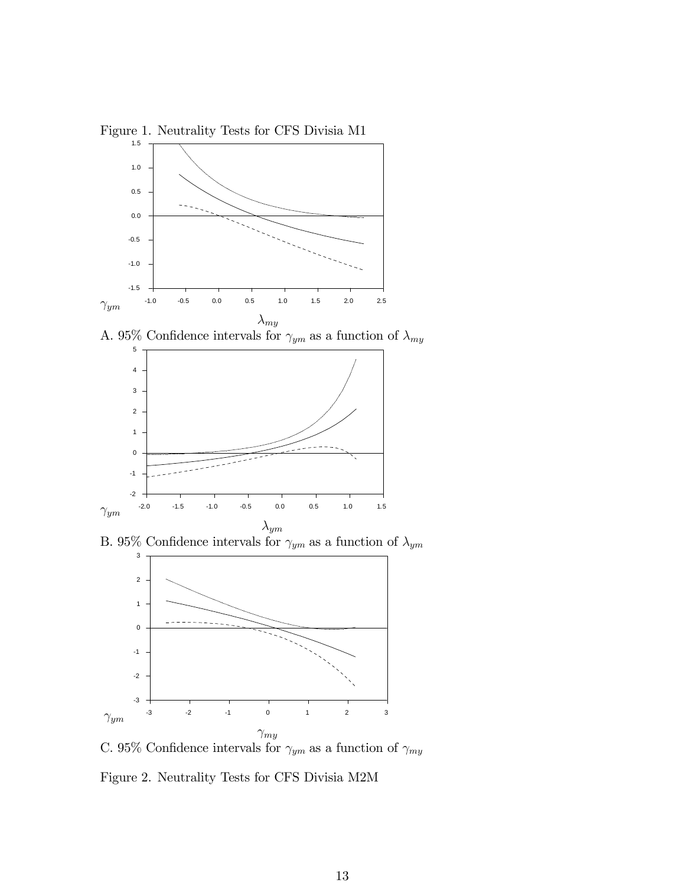Figure 1. Neutrality Tests for CFS Divisia M1

A. 95% Confidence intervals for $\gamma_{ym}$ as a function of $\lambda_{my}$

B. 95% Confidence intervals for $\gamma_{ym}$ as a function of $\lambda_{ym}$

C. 95% Confidence intervals for $\gamma_{ym}$ as a function of $\gamma_{my}$

Figure 2. Neutrality Tests for CFS Divisia M2M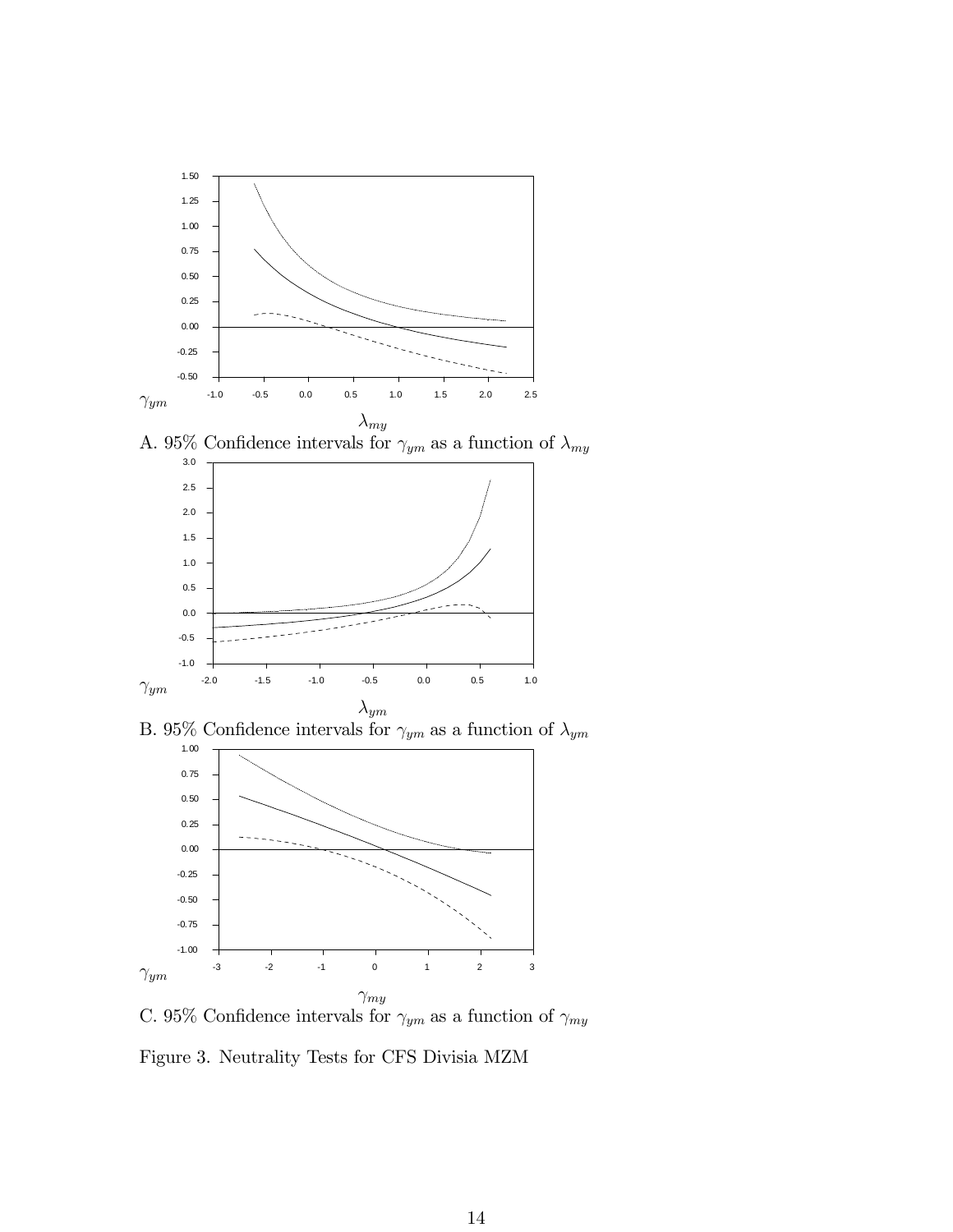A. 95% Confidence intervals for $\gamma_{ym}$ as a function of $\lambda_{my}$

B. 95% Confidence intervals for $\gamma_{ym}$ as a function of $\lambda_{ym}$

C. 95% Confidence intervals for $\gamma_{ym}$ as a function of $\gamma_{my}$

Figure 3. Neutrality Tests for CFS Divisia MZM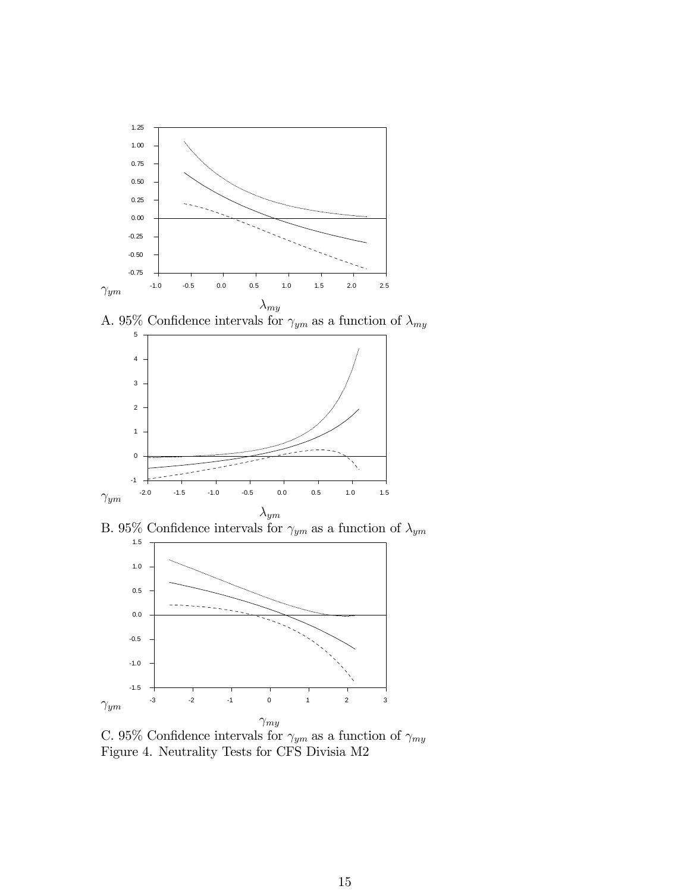A. 95% Confidence intervals for $\gamma_{ym}$ as a function of $\lambda_{my}$

B. 95% Confidence intervals for $\gamma_{ym}$ as a function of $\lambda_{ym}$

C. 95% Confidence intervals for $\gamma_{ym}$ as a function of $\gamma_{my}$

Figure 4. Neutrality Tests for CFS Divisia M2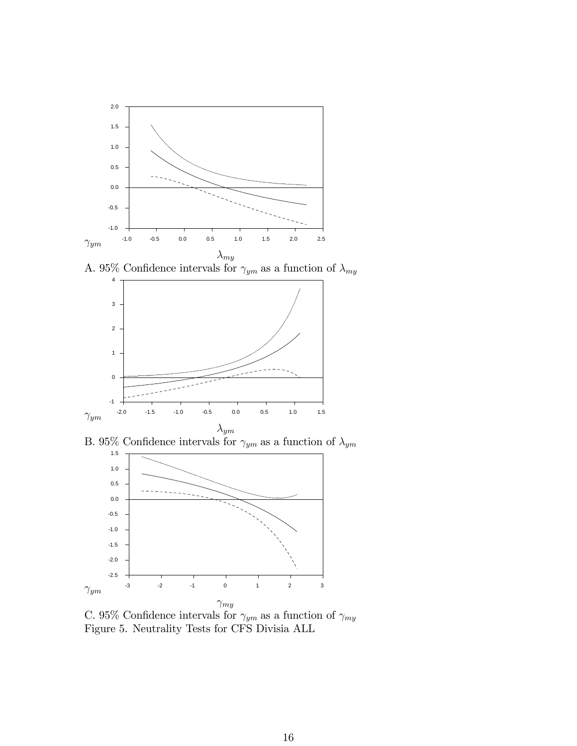A. 95% Confidence intervals for $\gamma_{ym}$ as a function of $\lambda_{my}$

B. 95% Confidence intervals for $\gamma_{ym}$ as a function of $\lambda_{ym}$

C. 95% Confidence intervals for $\gamma_{ym}$ as a function of $\gamma_{my}$

Figure 5. Neutrality Tests for CFS Divisia ALL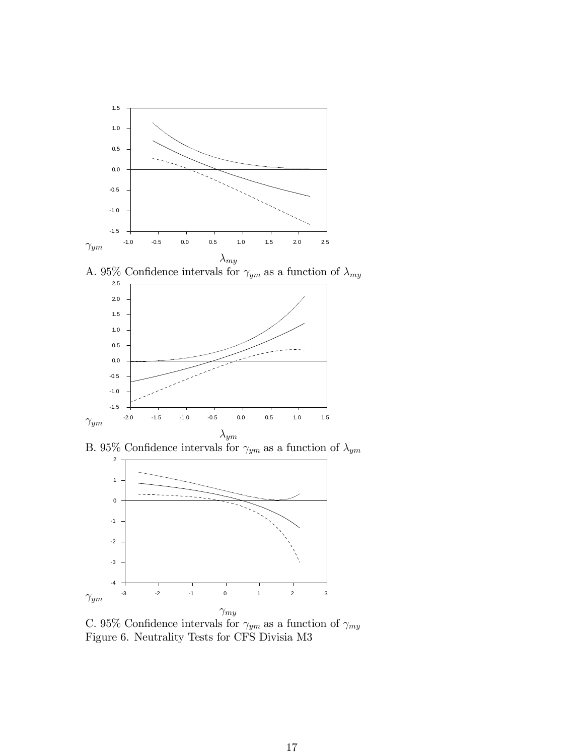A. 95% Confidence intervals for $\gamma_{ym}$ as a function of $\lambda_{my}$

B. 95% Confidence intervals for $\gamma_{ym}$ as a function of $\lambda_{ym}$

C. 95% Confidence intervals for $\gamma_{ym}$ as a function of $\gamma_{my}$

Figure 6. Neutrality Tests for CFS Divisia M3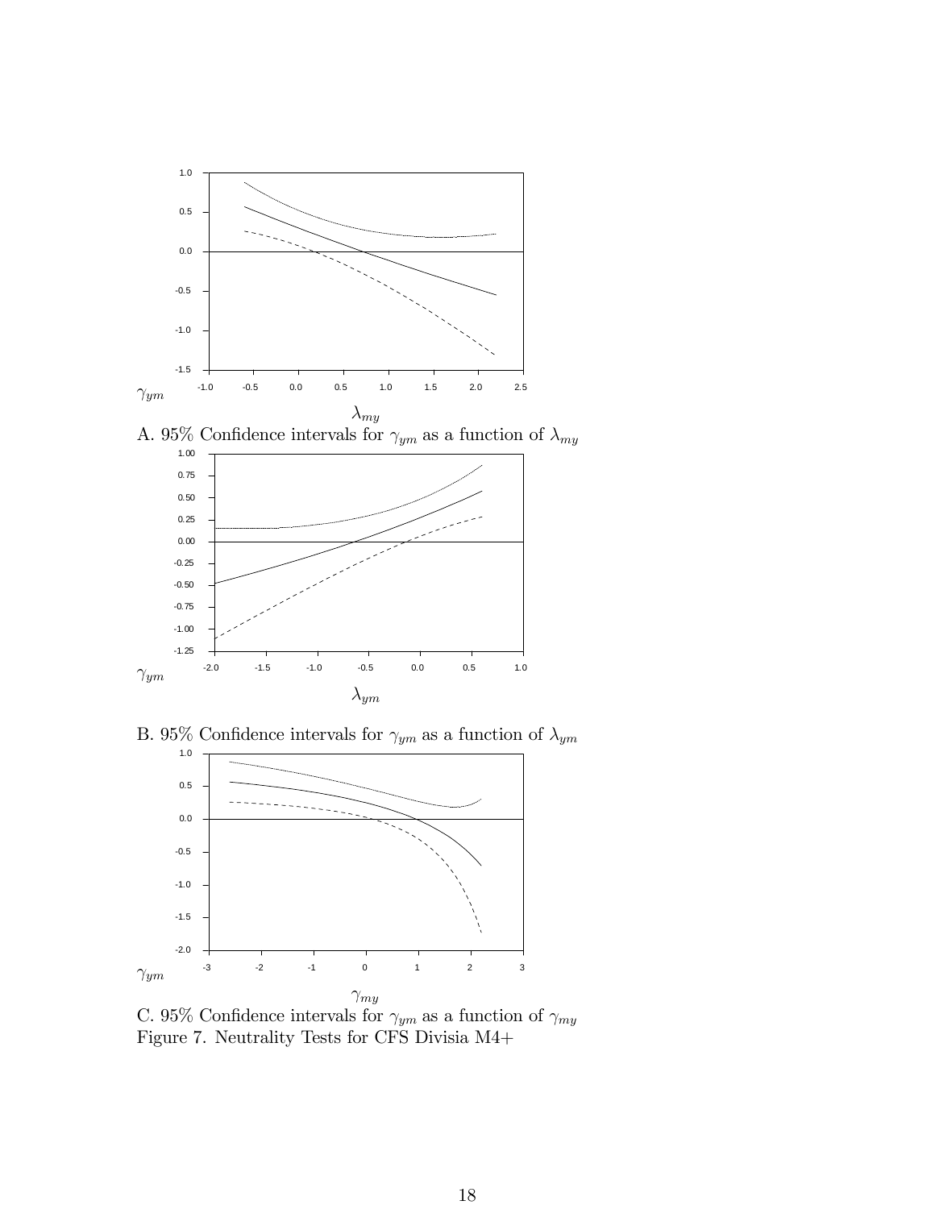A. 95% Confidence intervals for $\gamma_{ym}$ as a function of $\lambda_{my}$

B. 95% Confidence intervals for $\gamma_{ym}$ as a function of $\lambda_{ym}$

C. 95% Confidence intervals for $\gamma_{ym}$ as a function of $\gamma_{my}$

Figure 7. Neutrality Tests for CFS Divisia M4+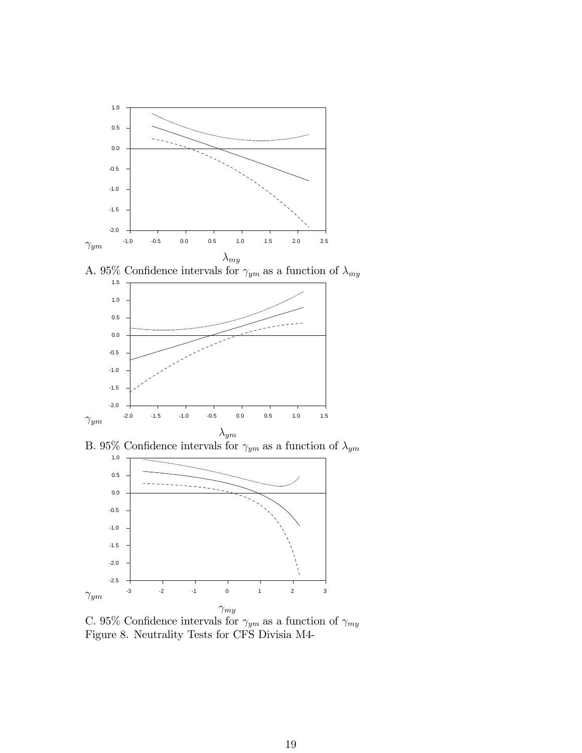A. 95% Confidence intervals for $\gamma_{ym}$ as a function of $\lambda_{my}$

B. 95% Confidence intervals for $\gamma_{ym}$ as a function of $\lambda_{ym}$

C. 95% Confidence intervals for $\gamma_{ym}$ as a function of $\gamma_{my}$

Figure 8. Neutrality Tests for CFS Divisia M4-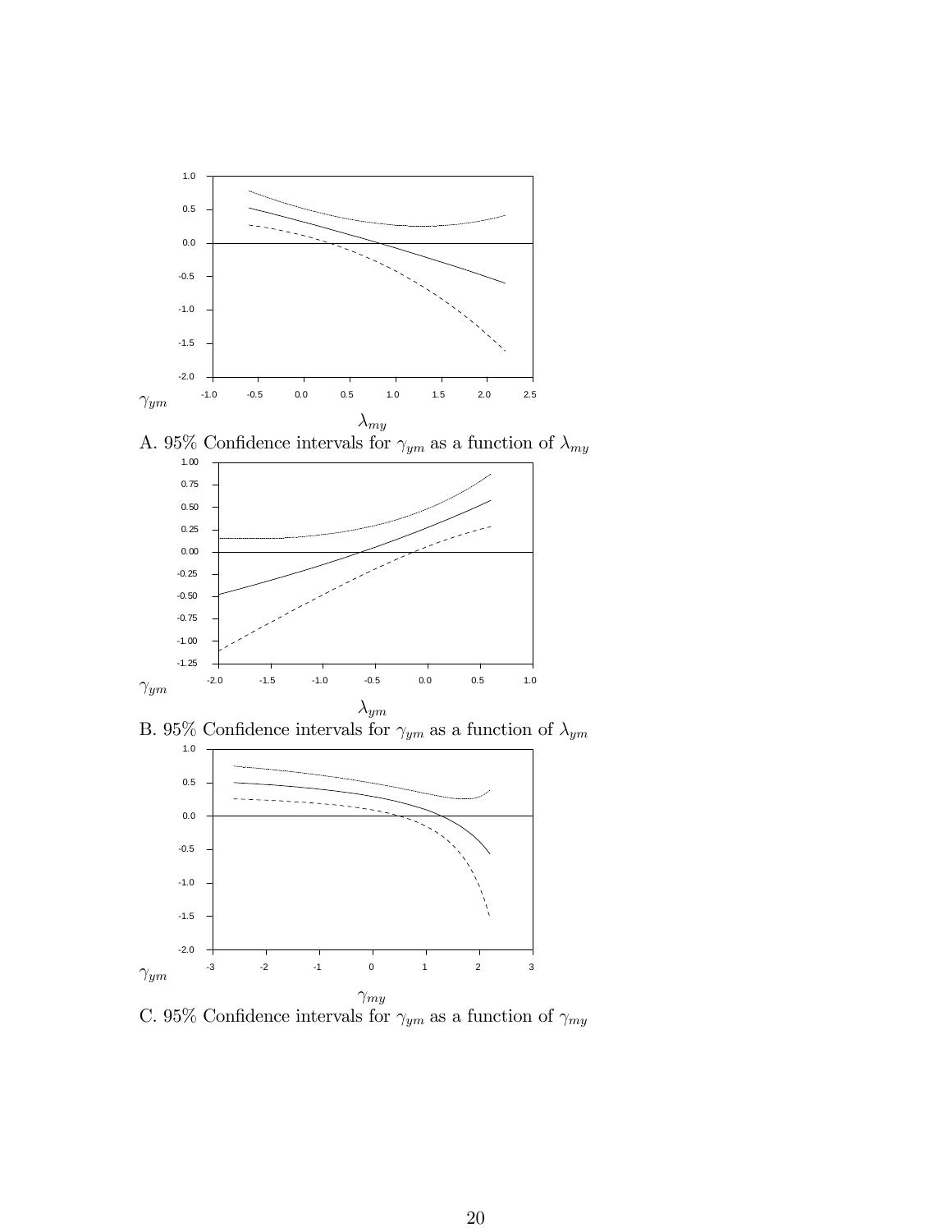1.0
0.5
0.0
-0.5
-1.0
-1.5
-2.0

$\gamma_{ym}$

-1.0 -0.5 0.0 0.5 1.0 1.5 2.0 2.5

$\lambda_{my}$

A. 95% Confidence intervals for $\gamma_{ym}$ as a function of $\lambda_{my}$

1.00
0.75
0.50
0.25
0.00
-0.25
-0.50
-0.75
-1.00
-1.25

$\gamma_{ym}$

-2.0 -1.5 -1.0 -0.5 0.0 0.5 1.0

$\lambda_{ym}$

B. 95% Confidence intervals for $\gamma_{ym}$ as a function of $\lambda_{ym}$

1.0
0.5
0.0
-0.5
-1.0
-1.5
-2.0

$\gamma_{ym}$

-3 -2 -1 0 1 2 3

$\gamma_{my}$

C. 95% Confidence intervals for $\gamma_{ym}$ as a function of $\gamma_{my}$